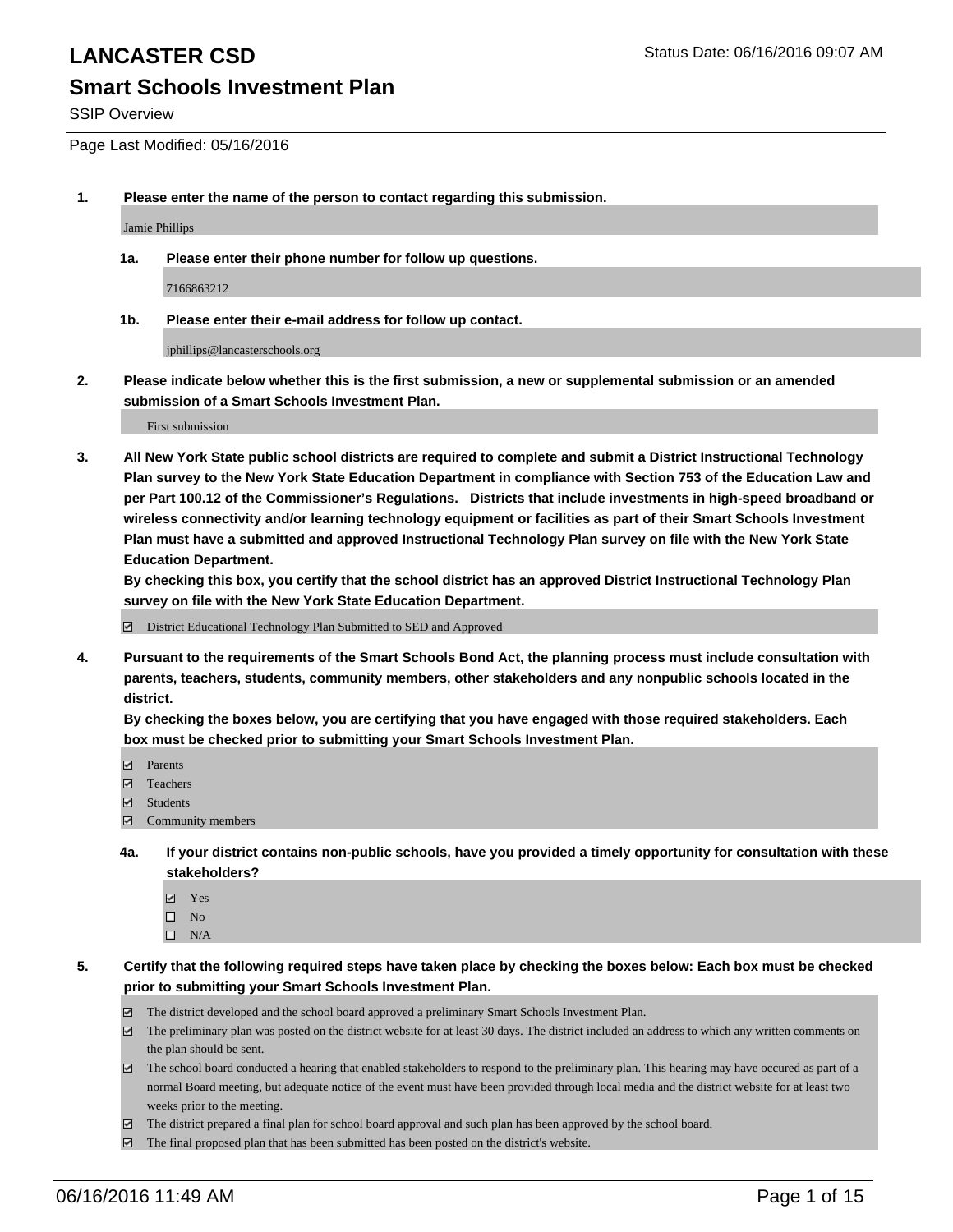# LANCASTER CSD

Status Date: 06/16/2016 09:07 AM

## Smart Schools Investment Plan

SSIP Overview

Page Last Modified: 05/16/2016

1. **Please enter the name of the person to contact regarding this submission.**

   Jamie Phillips

   1a. **Please enter their phone number for follow up questions.**

   7166863212

   1b. **Please enter their e-mail address for follow up contact.**

   jphillips@lancasterschools.org

2. **Please indicate below whether this is the first submission, a new or supplemental submission or an amended submission of a Smart Schools Investment Plan.**

   First submission

3. **All New York State public school districts are required to complete and submit a District Instructional Technology Plan survey to the New York State Education Department in compliance with Section 753 of the Education Law and per Part 100.12 of the Commissioner's Regulations. Districts that include investments in high-speed broadband or wireless connectivity and/or learning technology equipment or facilities as part of their Smart Schools Investment Plan must have a submitted and approved Instructional Technology Plan survey on file with the New York State Education Department.**
   **By checking this box, you certify that the school district has an approved District Instructional Technology Plan survey on file with the New York State Education Department.**

   - ☑ District Educational Technology Plan Submitted to SED and Approved

4. **Pursuant to the requirements of the Smart Schools Bond Act, the planning process must include consultation with parents, teachers, students, community members, other stakeholders and any nonpublic schools located in the district.**
   **By checking the boxes below, you are certifying that you have engaged with those required stakeholders. Each box must be checked prior to submitting your Smart Schools Investment Plan.**

   - ☑ Parents
   - ☑ Teachers
   - ☑ Students
   - ☑ Community members

   4a. **If your district contains non-public schools, have you provided a timely opportunity for consultation with these stakeholders?**

   - ☑ Yes
   - ☐ No
   - ☐ N/A

5. **Certify that the following required steps have taken place by checking the boxes below: Each box must be checked prior to submitting your Smart Schools Investment Plan.**

   - ☑ The district developed and the school board approved a preliminary Smart Schools Investment Plan.
   - ☑ The preliminary plan was posted on the district website for at least 30 days. The district included an address to which any written comments on the plan should be sent.
   - ☑ The school board conducted a hearing that enabled stakeholders to respond to the preliminary plan. This hearing may have occured as part of a normal Board meeting, but adequate notice of the event must have been provided through local media and the district website for at least two weeks prior to the meeting.
   - ☑ The district prepared a final plan for school board approval and such plan has been approved by the school board.
   - ☑ The final proposed plan that has been submitted has been posted on the district's website.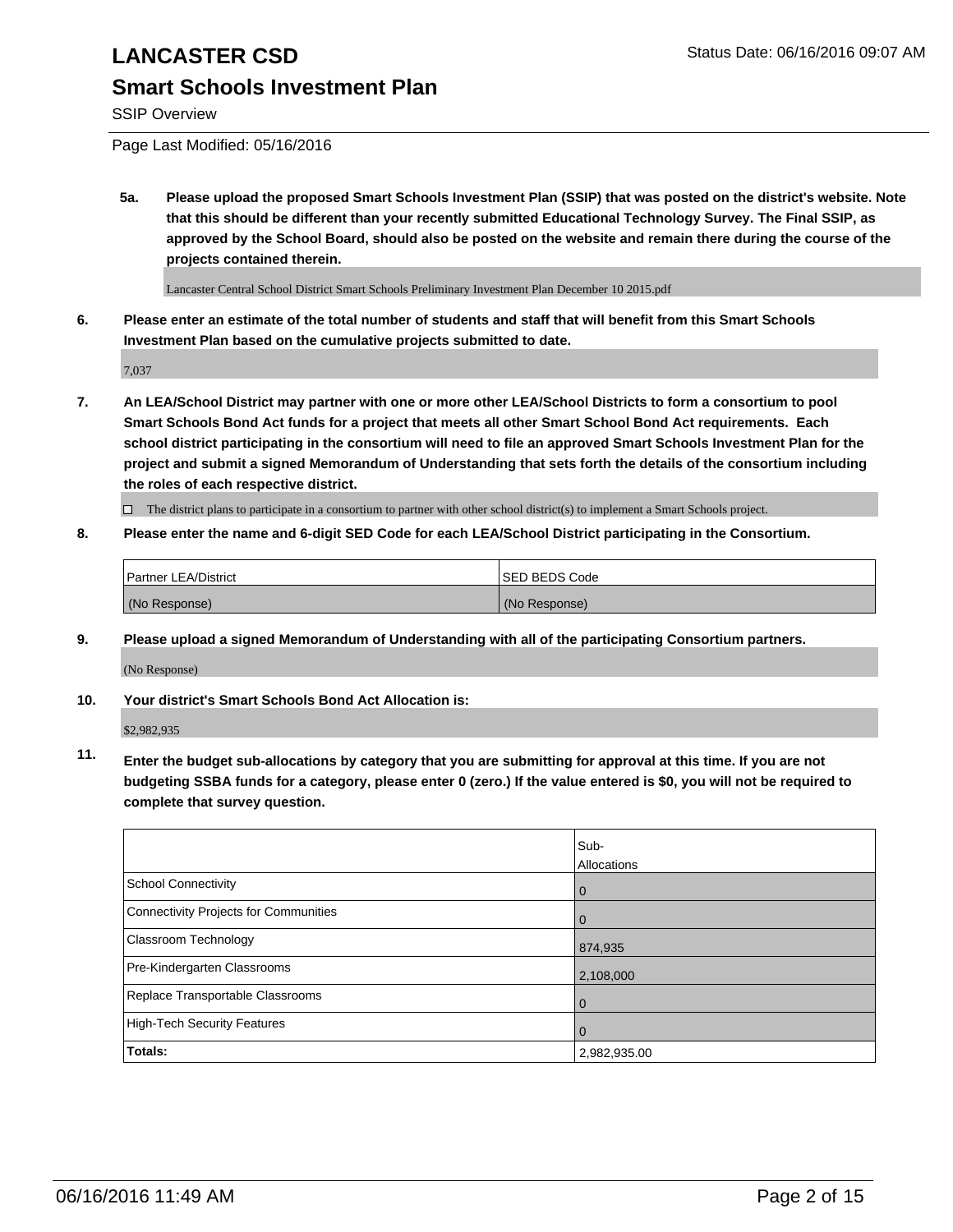# LANCASTER CSD

## Smart Schools Investment Plan

SSIP Overview

Page Last Modified: 05/16/2016

**5a. Please upload the proposed Smart Schools Investment Plan (SSIP) that was posted on the district's website. Note that this should be different than your recently submitted Educational Technology Survey. The Final SSIP, as approved by the School Board, should also be posted on the website and remain there during the course of the projects contained therein.**

Lancaster Central School District Smart Schools Preliminary Investment Plan December 10 2015.pdf

**6. Please enter an estimate of the total number of students and staff that will benefit from this Smart Schools Investment Plan based on the cumulative projects submitted to date.**

7,037

**7. An LEA/School District may partner with one or more other LEA/School Districts to form a consortium to pool Smart Schools Bond Act funds for a project that meets all other Smart School Bond Act requirements. Each school district participating in the consortium will need to file an approved Smart Schools Investment Plan for the project and submit a signed Memorandum of Understanding that sets forth the details of the consortium including the roles of each respective district.**

☐ The district plans to participate in a consortium to partner with other school district(s) to implement a Smart Schools project.

**8. Please enter the name and 6-digit SED Code for each LEA/School District participating in the Consortium.**

| Partner LEA/District | SED BEDS Code |
|---|---|
| (No Response) | (No Response) |

**9. Please upload a signed Memorandum of Understanding with all of the participating Consortium partners.**

(No Response)

**10. Your district's Smart Schools Bond Act Allocation is:**

$2,982,935

**11. Enter the budget sub-allocations by category that you are submitting for approval at this time. If you are not budgeting SSBA funds for a category, please enter 0 (zero.) If the value entered is $0, you will not be required to complete that survey question.**

| | Sub-Allocations |
|---|---|
| School Connectivity | 0 |
| Connectivity Projects for Communities | 0 |
| Classroom Technology | 874,935 |
| Pre-Kindergarten Classrooms | 2,108,000 |
| Replace Transportable Classrooms | 0 |
| High-Tech Security Features | 0 |
| **Totals:** | 2,982,935.00 |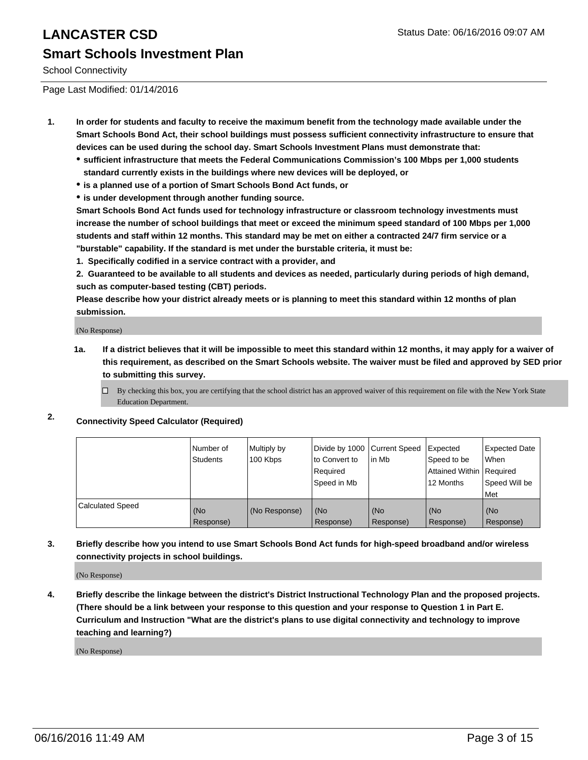# LANCASTER CSD

## Smart Schools Investment Plan

School Connectivity

Page Last Modified: 01/14/2016

1. **In order for students and faculty to receive the maximum benefit from the technology made available under the Smart Schools Bond Act, their school buildings must possess sufficient connectivity infrastructure to ensure that devices can be used during the school day. Smart Schools Investment Plans must demonstrate that:**
   - **sufficient infrastructure that meets the Federal Communications Commission's 100 Mbps per 1,000 students standard currently exists in the buildings where new devices will be deployed, or**
   - **is a planned use of a portion of Smart Schools Bond Act funds, or**
   - **is under development through another funding source.**

   **Smart Schools Bond Act funds used for technology infrastructure or classroom technology investments must increase the number of school buildings that meet or exceed the minimum speed standard of 100 Mbps per 1,000 students and staff within 12 months. This standard may be met on either a contracted 24/7 firm service or a "burstable" capability. If the standard is met under the burstable criteria, it must be:**

   **1. Specifically codified in a service contract with a provider, and**

   **2. Guaranteed to be available to all students and devices as needed, particularly during periods of high demand, such as computer-based testing (CBT) periods.**

   **Please describe how your district already meets or is planning to meet this standard within 12 months of plan submission.**

   (No Response)

   **1a. If a district believes that it will be impossible to meet this standard within 12 months, it may apply for a waiver of this requirement, as described on the Smart Schools website. The waiver must be filed and approved by SED prior to submitting this survey.**

   ☐ By checking this box, you are certifying that the school district has an approved waiver of this requirement on file with the New York State Education Department.

2. **Connectivity Speed Calculator (Required)**

| | Number of Students | Multiply by 100 Kbps | Divide by 1000 to Convert to Required Speed in Mb | Current Speed in Mb | Expected Speed to be Attained Within 12 Months | Expected Date When Required Speed Will be Met |
|---|---|---|---|---|---|---|
| Calculated Speed | (No Response) | (No Response) | (No Response) | (No Response) | (No Response) | (No Response) |

3. **Briefly describe how you intend to use Smart Schools Bond Act funds for high-speed broadband and/or wireless connectivity projects in school buildings.**

   (No Response)

4. **Briefly describe the linkage between the district's District Instructional Technology Plan and the proposed projects. (There should be a link between your response to this question and your response to Question 1 in Part E. Curriculum and Instruction "What are the district's plans to use digital connectivity and technology to improve teaching and learning?)**

   (No Response)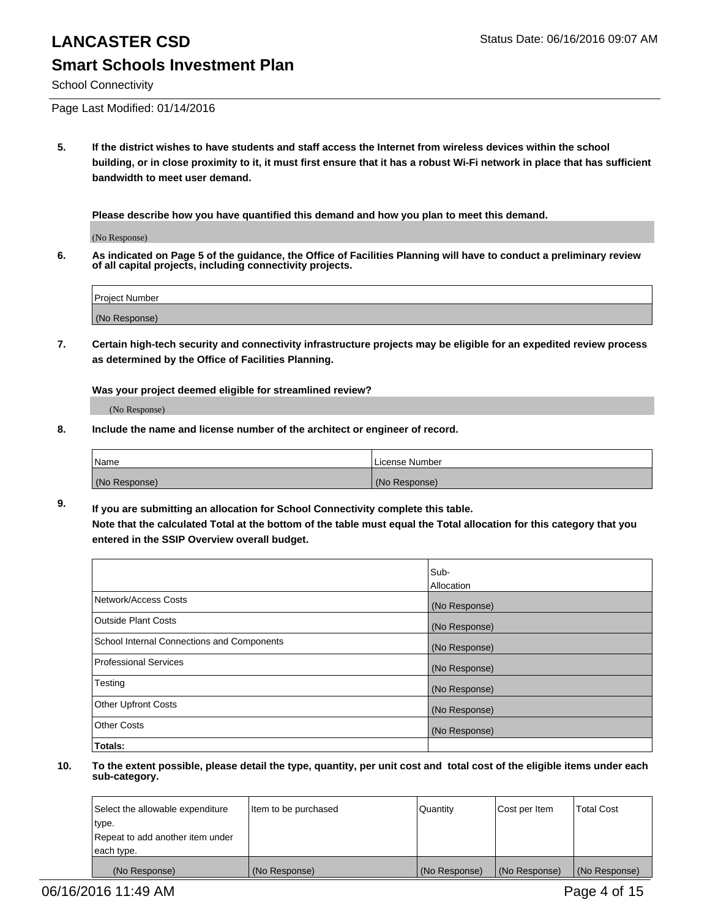# LANCASTER CSD

## Smart Schools Investment Plan

School Connectivity

Page Last Modified: 01/14/2016

**5. If the district wishes to have students and staff access the Internet from wireless devices within the school building, or in close proximity to it, it must first ensure that it has a robust Wi-Fi network in place that has sufficient bandwidth to meet user demand.**

**Please describe how you have quantified this demand and how you plan to meet this demand.**

(No Response)

**6. As indicated on Page 5 of the guidance, the Office of Facilities Planning will have to conduct a preliminary review of all capital projects, including connectivity projects.**

| Project Number |
| --- |
| (No Response) |

**7. Certain high-tech security and connectivity infrastructure projects may be eligible for an expedited review process as determined by the Office of Facilities Planning.**

**Was your project deemed eligible for streamlined review?**

(No Response)

**8. Include the name and license number of the architect or engineer of record.**

| Name | License Number |
| --- | --- |
| (No Response) | (No Response) |

**9. If you are submitting an allocation for School Connectivity complete this table.**
**Note that the calculated Total at the bottom of the table must equal the Total allocation for this category that you entered in the SSIP Overview overall budget.**

| | Sub-Allocation |
| --- | --- |
| Network/Access Costs | (No Response) |
| Outside Plant Costs | (No Response) |
| School Internal Connections and Components | (No Response) |
| Professional Services | (No Response) |
| Testing | (No Response) |
| Other Upfront Costs | (No Response) |
| Other Costs | (No Response) |
| **Totals:** | |

**10. To the extent possible, please detail the type, quantity, per unit cost and total cost of the eligible items under each sub-category.**

| Select the allowable expenditure type. Repeat to add another item under each type. | Item to be purchased | Quantity | Cost per Item | Total Cost |
| --- | --- | --- | --- | --- |
| (No Response) | (No Response) | (No Response) | (No Response) | (No Response) |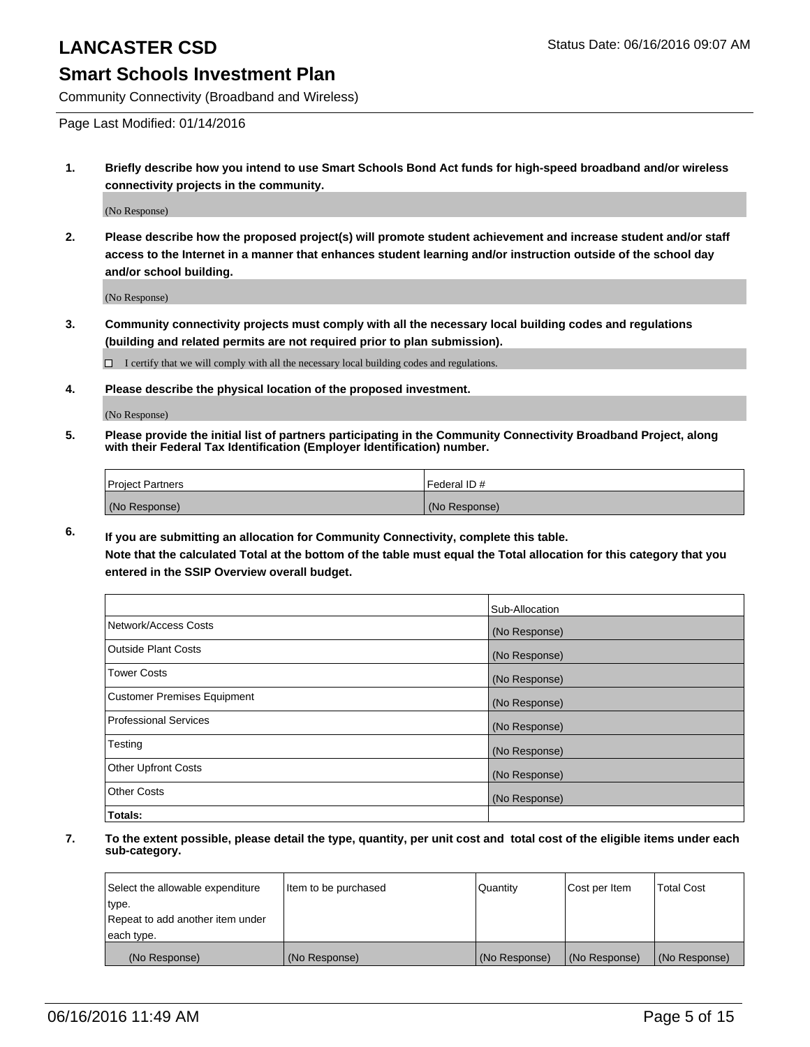# LANCASTER CSD

Status Date: 06/16/2016 09:07 AM

## Smart Schools Investment Plan

Community Connectivity (Broadband and Wireless)

Page Last Modified: 01/14/2016

1. **Briefly describe how you intend to use Smart Schools Bond Act funds for high-speed broadband and/or wireless connectivity projects in the community.**

   (No Response)

2. **Please describe how the proposed project(s) will promote student achievement and increase student and/or staff access to the Internet in a manner that enhances student learning and/or instruction outside of the school day and/or school building.**

   (No Response)

3. **Community connectivity projects must comply with all the necessary local building codes and regulations (building and related permits are not required prior to plan submission).**

   ☐ I certify that we will comply with all the necessary local building codes and regulations.

4. **Please describe the physical location of the proposed investment.**

   (No Response)

5. **Please provide the initial list of partners participating in the Community Connectivity Broadband Project, along with their Federal Tax Identification (Employer Identification) number.**

| Project Partners | Federal ID # |
| --- | --- |
| (No Response) | (No Response) |

6. **If you are submitting an allocation for Community Connectivity, complete this table.**
   **Note that the calculated Total at the bottom of the table must equal the Total allocation for this category that you entered in the SSIP Overview overall budget.**

| | Sub-Allocation |
| --- | --- |
| Network/Access Costs | (No Response) |
| Outside Plant Costs | (No Response) |
| Tower Costs | (No Response) |
| Customer Premises Equipment | (No Response) |
| Professional Services | (No Response) |
| Testing | (No Response) |
| Other Upfront Costs | (No Response) |
| Other Costs | (No Response) |
| **Totals:** | |

7. **To the extent possible, please detail the type, quantity, per unit cost and total cost of the eligible items under each sub-category.**

| Select the allowable expenditure type. Repeat to add another item under each type. | Item to be purchased | Quantity | Cost per Item | Total Cost |
| --- | --- | --- | --- | --- |
| (No Response) | (No Response) | (No Response) | (No Response) | (No Response) |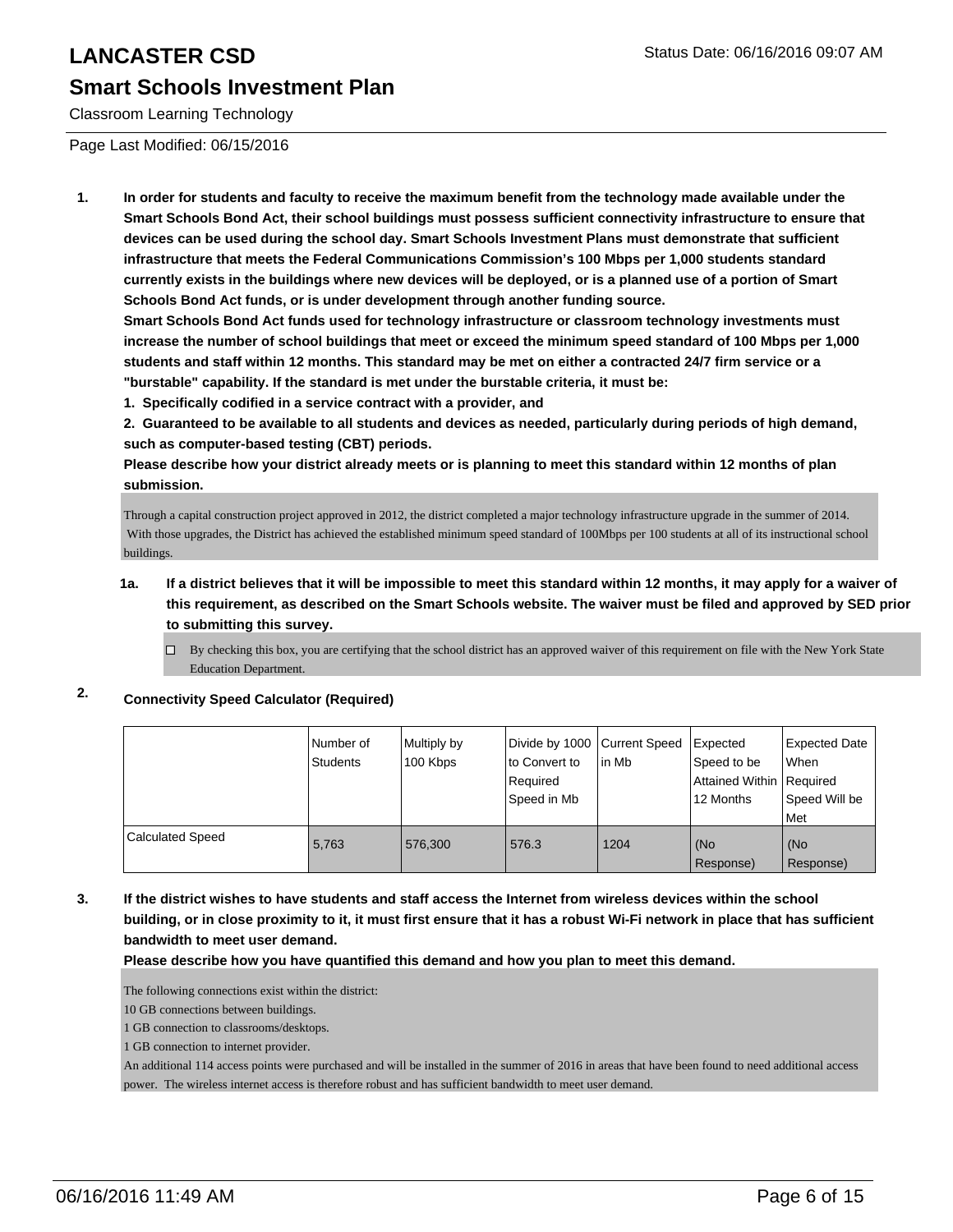# LANCASTER CSD

## Smart Schools Investment Plan

Classroom Learning Technology

Page Last Modified: 06/15/2016

1. **In order for students and faculty to receive the maximum benefit from the technology made available under the Smart Schools Bond Act, their school buildings must possess sufficient connectivity infrastructure to ensure that devices can be used during the school day. Smart Schools Investment Plans must demonstrate that sufficient infrastructure that meets the Federal Communications Commission's 100 Mbps per 1,000 students standard currently exists in the buildings where new devices will be deployed, or is a planned use of a portion of Smart Schools Bond Act funds, or is under development through another funding source.**
   **Smart Schools Bond Act funds used for technology infrastructure or classroom technology investments must increase the number of school buildings that meet or exceed the minimum speed standard of 100 Mbps per 1,000 students and staff within 12 months. This standard may be met on either a contracted 24/7 firm service or a "burstable" capability. If the standard is met under the burstable criteria, it must be:**
   **1. Specifically codified in a service contract with a provider, and**
   **2. Guaranteed to be available to all students and devices as needed, particularly during periods of high demand, such as computer-based testing (CBT) periods.**
   **Please describe how your district already meets or is planning to meet this standard within 12 months of plan submission.**

   Through a capital construction project approved in 2012, the district completed a major technology infrastructure upgrade in the summer of 2014. With those upgrades, the District has achieved the established minimum speed standard of 100Mbps per 100 students at all of its instructional school buildings.

   1a. **If a district believes that it will be impossible to meet this standard within 12 months, it may apply for a waiver of this requirement, as described on the Smart Schools website. The waiver must be filed and approved by SED prior to submitting this survey.**

   ☐ By checking this box, you are certifying that the school district has an approved waiver of this requirement on file with the New York State Education Department.

2. **Connectivity Speed Calculator (Required)**

| | Number of Students | Multiply by 100 Kbps | Divide by 1000 to Convert to Required Speed in Mb | Current Speed in Mb | Expected Speed to be Attained Within 12 Months | Expected Date When Required Speed Will be Met |
|---|---|---|---|---|---|---|
| Calculated Speed | 5,763 | 576,300 | 576.3 | 1204 | (No Response) | (No Response) |

3. **If the district wishes to have students and staff access the Internet from wireless devices within the school building, or in close proximity to it, it must first ensure that it has a robust Wi-Fi network in place that has sufficient bandwidth to meet user demand.**
   **Please describe how you have quantified this demand and how you plan to meet this demand.**

   The following connections exist within the district:
   10 GB connections between buildings.
   1 GB connection to classrooms/desktops.
   1 GB connection to internet provider.
   An additional 114 access points were purchased and will be installed in the summer of 2016 in areas that have been found to need additional access power. The wireless internet access is therefore robust and has sufficient bandwidth to meet user demand.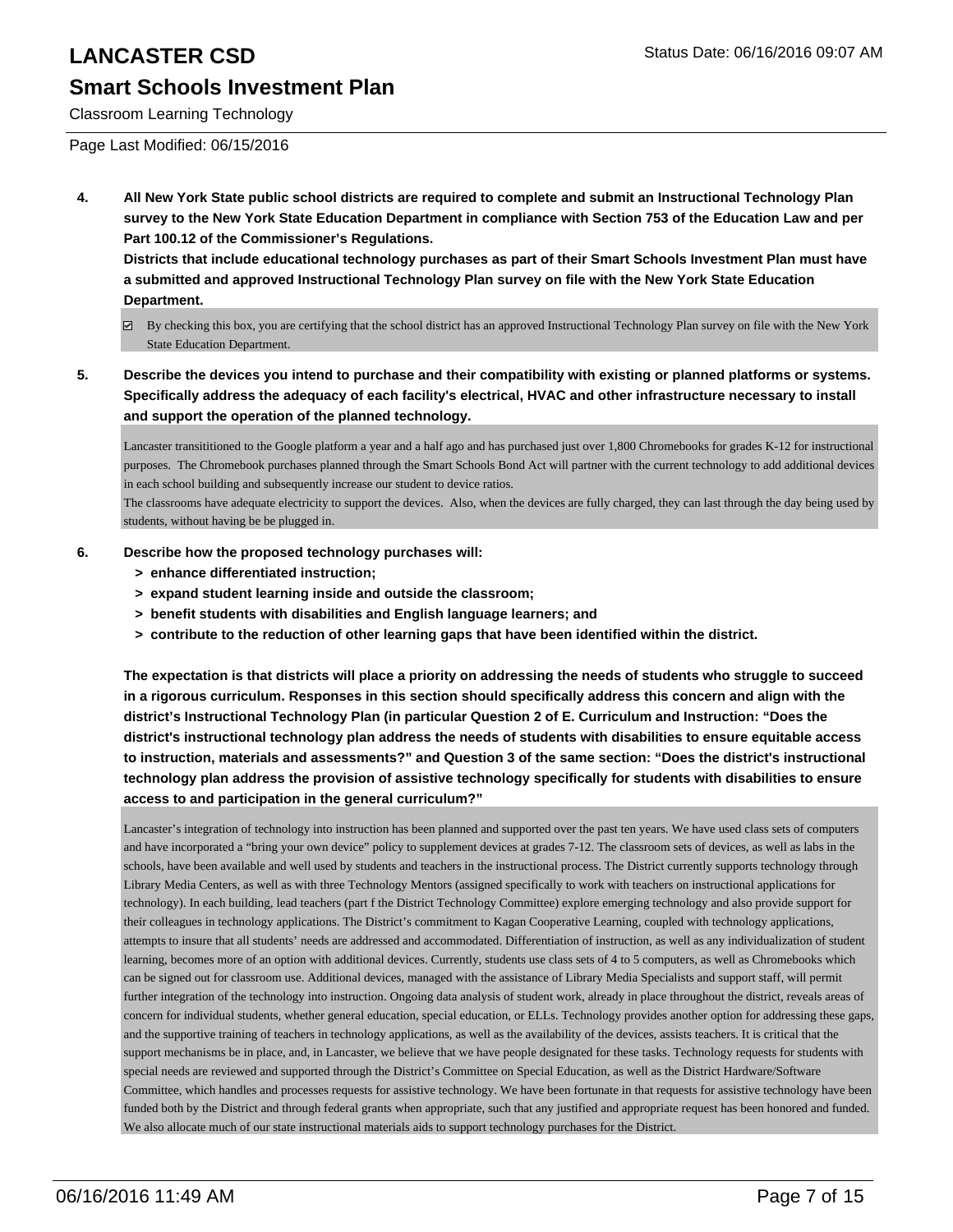# LANCASTER CSD

## Smart Schools Investment Plan

Classroom Learning Technology

Page Last Modified: 06/15/2016

**4. All New York State public school districts are required to complete and submit an Instructional Technology Plan survey to the New York State Education Department in compliance with Section 753 of the Education Law and per Part 100.12 of the Commissioner's Regulations.**

**Districts that include educational technology purchases as part of their Smart Schools Investment Plan must have a submitted and approved Instructional Technology Plan survey on file with the New York State Education Department.**

☑ By checking this box, you are certifying that the school district has an approved Instructional Technology Plan survey on file with the New York State Education Department.

**5. Describe the devices you intend to purchase and their compatibility with existing or planned platforms or systems. Specifically address the adequacy of each facility's electrical, HVAC and other infrastructure necessary to install and support the operation of the planned technology.**

Lancaster transititioned to the Google platform a year and a half ago and has purchased just over 1,800 Chromebooks for grades K-12 for instructional purposes. The Chromebook purchases planned through the Smart Schools Bond Act will partner with the current technology to add additional devices in each school building and subsequently increase our student to device ratios.
The classrooms have adequate electricity to support the devices. Also, when the devices are fully charged, they can last through the day being used by students, without having be be plugged in.

**6. Describe how the proposed technology purchases will:**

- **> enhance differentiated instruction;**
- **> expand student learning inside and outside the classroom;**
- **> benefit students with disabilities and English language learners; and**
- **> contribute to the reduction of other learning gaps that have been identified within the district.**

**The expectation is that districts will place a priority on addressing the needs of students who struggle to succeed in a rigorous curriculum. Responses in this section should specifically address this concern and align with the district's Instructional Technology Plan (in particular Question 2 of E. Curriculum and Instruction: "Does the district's instructional technology plan address the needs of students with disabilities to ensure equitable access to instruction, materials and assessments?" and Question 3 of the same section: "Does the district's instructional technology plan address the provision of assistive technology specifically for students with disabilities to ensure access to and participation in the general curriculum?"**

Lancaster's integration of technology into instruction has been planned and supported over the past ten years. We have used class sets of computers and have incorporated a "bring your own device" policy to supplement devices at grades 7-12. The classroom sets of devices, as well as labs in the schools, have been available and well used by students and teachers in the instructional process. The District currently supports technology through Library Media Centers, as well as with three Technology Mentors (assigned specifically to work with teachers on instructional applications for technology). In each building, lead teachers (part f the District Technology Committee) explore emerging technology and also provide support for their colleagues in technology applications. The District's commitment to Kagan Cooperative Learning, coupled with technology applications, attempts to insure that all students' needs are addressed and accommodated. Differentiation of instruction, as well as any individualization of student learning, becomes more of an option with additional devices. Currently, students use class sets of 4 to 5 computers, as well as Chromebooks which can be signed out for classroom use. Additional devices, managed with the assistance of Library Media Specialists and support staff, will permit further integration of the technology into instruction. Ongoing data analysis of student work, already in place throughout the district, reveals areas of concern for individual students, whether general education, special education, or ELLs. Technology provides another option for addressing these gaps, and the supportive training of teachers in technology applications, as well as the availability of the devices, assists teachers. It is critical that the support mechanisms be in place, and, in Lancaster, we believe that we have people designated for these tasks. Technology requests for students with special needs are reviewed and supported through the District's Committee on Special Education, as well as the District Hardware/Software Committee, which handles and processes requests for assistive technology. We have been fortunate in that requests for assistive technology have been funded both by the District and through federal grants when appropriate, such that any justified and appropriate request has been honored and funded. We also allocate much of our state instructional materials aids to support technology purchases for the District.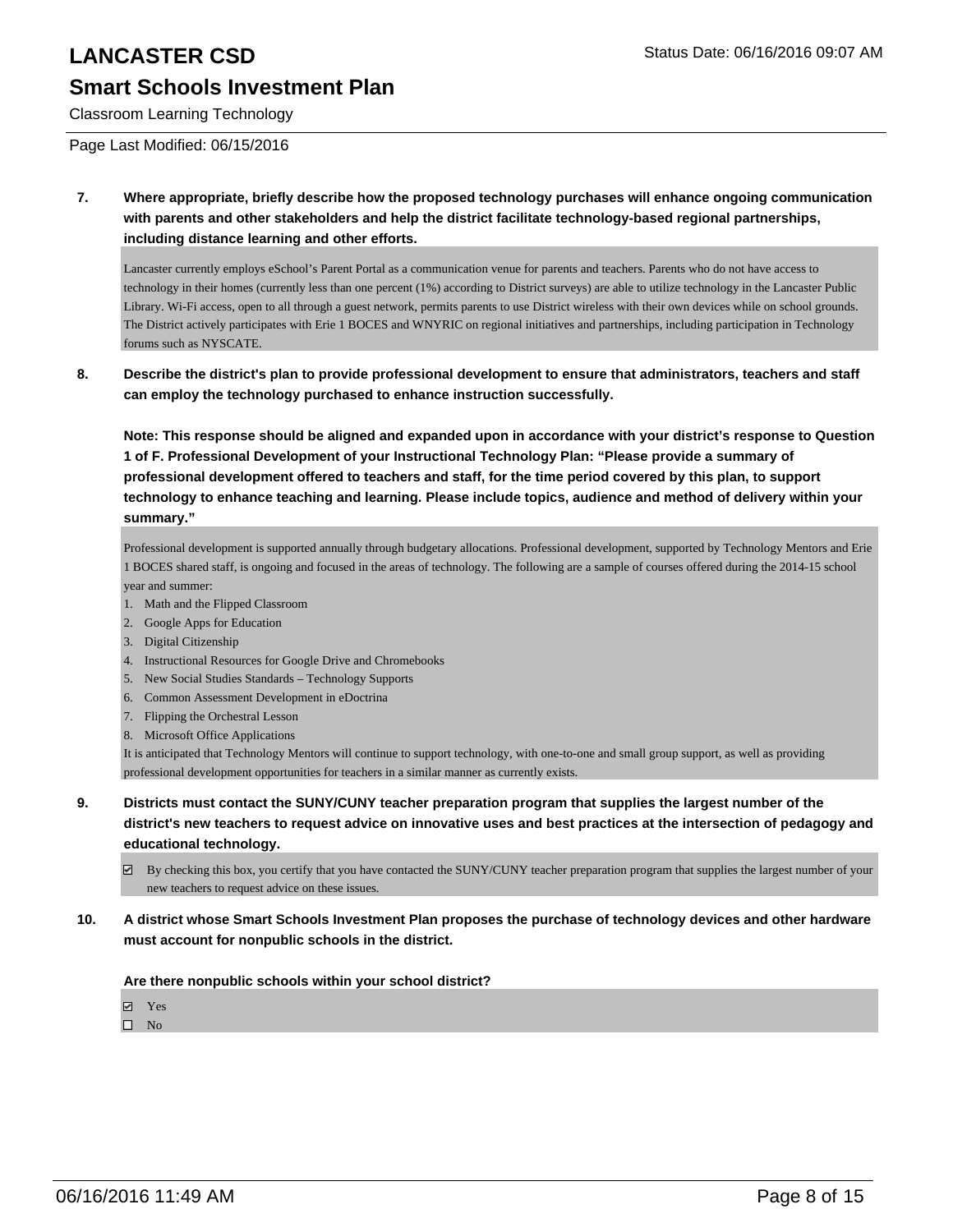**7. Where appropriate, briefly describe how the proposed technology purchases will enhance ongoing communication with parents and other stakeholders and help the district facilitate technology-based regional partnerships, including distance learning and other efforts.**

Lancaster currently employs eSchool's Parent Portal as a communication venue for parents and teachers. Parents who do not have access to technology in their homes (currently less than one percent (1%) according to District surveys) are able to utilize technology in the Lancaster Public Library. Wi-Fi access, open to all through a guest network, permits parents to use District wireless with their own devices while on school grounds. The District actively participates with Erie 1 BOCES and WNYRIC on regional initiatives and partnerships, including participation in Technology forums such as NYSCATE.

**8. Describe the district's plan to provide professional development to ensure that administrators, teachers and staff can employ the technology purchased to enhance instruction successfully.**

**Note: This response should be aligned and expanded upon in accordance with your district's response to Question 1 of F. Professional Development of your Instructional Technology Plan: "Please provide a summary of professional development offered to teachers and staff, for the time period covered by this plan, to support technology to enhance teaching and learning. Please include topics, audience and method of delivery within your summary."**

Professional development is supported annually through budgetary allocations. Professional development, supported by Technology Mentors and Erie 1 BOCES shared staff, is ongoing and focused in the areas of technology. The following are a sample of courses offered during the 2014-15 school year and summer:

1. Math and the Flipped Classroom
2. Google Apps for Education
3. Digital Citizenship
4. Instructional Resources for Google Drive and Chromebooks
5. New Social Studies Standards – Technology Supports
6. Common Assessment Development in eDoctrina
7. Flipping the Orchestral Lesson
8. Microsoft Office Applications

It is anticipated that Technology Mentors will continue to support technology, with one-to-one and small group support, as well as providing professional development opportunities for teachers in a similar manner as currently exists.

**9. Districts must contact the SUNY/CUNY teacher preparation program that supplies the largest number of the district's new teachers to request advice on innovative uses and best practices at the intersection of pedagogy and educational technology.**

☑ By checking this box, you certify that you have contacted the SUNY/CUNY teacher preparation program that supplies the largest number of your new teachers to request advice on these issues.

**10. A district whose Smart Schools Investment Plan proposes the purchase of technology devices and other hardware must account for nonpublic schools in the district.**

**Are there nonpublic schools within your school district?**

☑ Yes
☐ No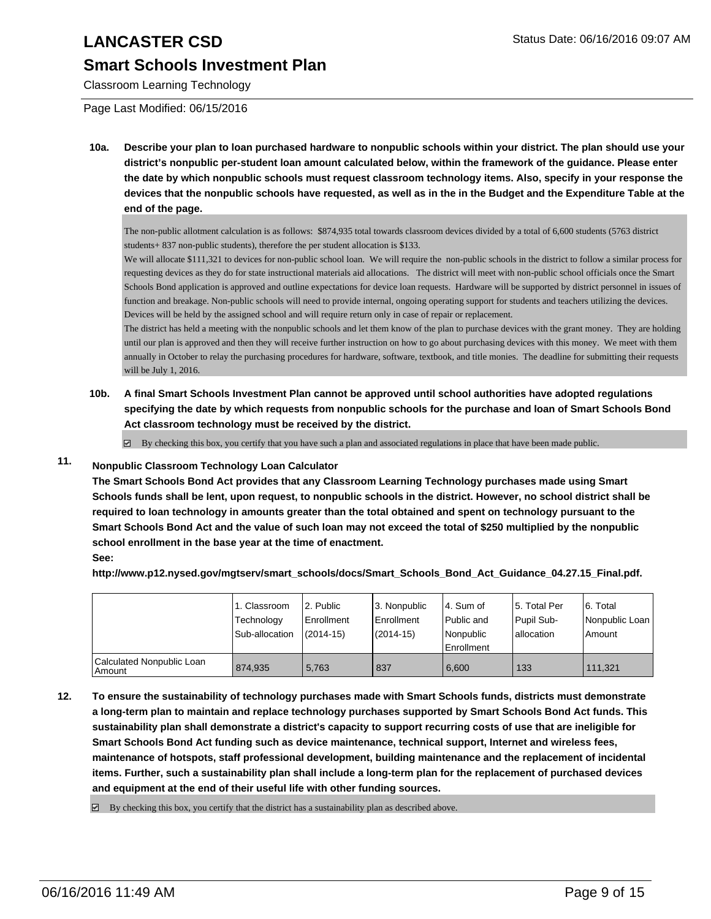# LANCASTER CSD

## Smart Schools Investment Plan

Classroom Learning Technology

Page Last Modified: 06/15/2016

**10a. Describe your plan to loan purchased hardware to nonpublic schools within your district. The plan should use your district's nonpublic per-student loan amount calculated below, within the framework of the guidance. Please enter the date by which nonpublic schools must request classroom technology items. Also, specify in your response the devices that the nonpublic schools have requested, as well as in the in the Budget and the Expenditure Table at the end of the page.**

The non-public allotment calculation is as follows: $874,935 total towards classroom devices divided by a total of 6,600 students (5763 district students+ 837 non-public students), therefore the per student allocation is $133.
We will allocate $111,321 to devices for non-public school loan. We will require the non-public schools in the district to follow a similar process for requesting devices as they do for state instructional materials aid allocations. The district will meet with non-public school officials once the Smart Schools Bond application is approved and outline expectations for device loan requests. Hardware will be supported by district personnel in issues of function and breakage. Non-public schools will need to provide internal, ongoing operating support for students and teachers utilizing the devices. Devices will be held by the assigned school and will require return only in case of repair or replacement.
The district has held a meeting with the nonpublic schools and let them know of the plan to purchase devices with the grant money. They are holding until our plan is approved and then they will receive further instruction on how to go about purchasing devices with this money. We meet with them annually in October to relay the purchasing procedures for hardware, software, textbook, and title monies. The deadline for submitting their requests will be July 1, 2016.

**10b. A final Smart Schools Investment Plan cannot be approved until school authorities have adopted regulations specifying the date by which requests from nonpublic schools for the purchase and loan of Smart Schools Bond Act classroom technology must be received by the district.**

☑ By checking this box, you certify that you have such a plan and associated regulations in place that have been made public.

**11. Nonpublic Classroom Technology Loan Calculator**

**The Smart Schools Bond Act provides that any Classroom Learning Technology purchases made using Smart Schools funds shall be lent, upon request, to nonpublic schools in the district. However, no school district shall be required to loan technology in amounts greater than the total obtained and spent on technology pursuant to the Smart Schools Bond Act and the value of such loan may not exceed the total of $250 multiplied by the nonpublic school enrollment in the base year at the time of enactment.**

**See:**

**http://www.p12.nysed.gov/mgtserv/smart_schools/docs/Smart_Schools_Bond_Act_Guidance_04.27.15_Final.pdf.**

| | 1. Classroom Technology Sub-allocation | 2. Public Enrollment (2014-15) | 3. Nonpublic Enrollment (2014-15) | 4. Sum of Public and Nonpublic Enrollment | 5. Total Per Pupil Sub-allocation | 6. Total Nonpublic Loan Amount |
|---|---|---|---|---|---|---|
| Calculated Nonpublic Loan Amount | 874,935 | 5,763 | 837 | 6,600 | 133 | 111,321 |

**12. To ensure the sustainability of technology purchases made with Smart Schools funds, districts must demonstrate a long-term plan to maintain and replace technology purchases supported by Smart Schools Bond Act funds. This sustainability plan shall demonstrate a district's capacity to support recurring costs of use that are ineligible for Smart Schools Bond Act funding such as device maintenance, technical support, Internet and wireless fees, maintenance of hotspots, staff professional development, building maintenance and the replacement of incidental items. Further, such a sustainability plan shall include a long-term plan for the replacement of purchased devices and equipment at the end of their useful life with other funding sources.**

☑ By checking this box, you certify that the district has a sustainability plan as described above.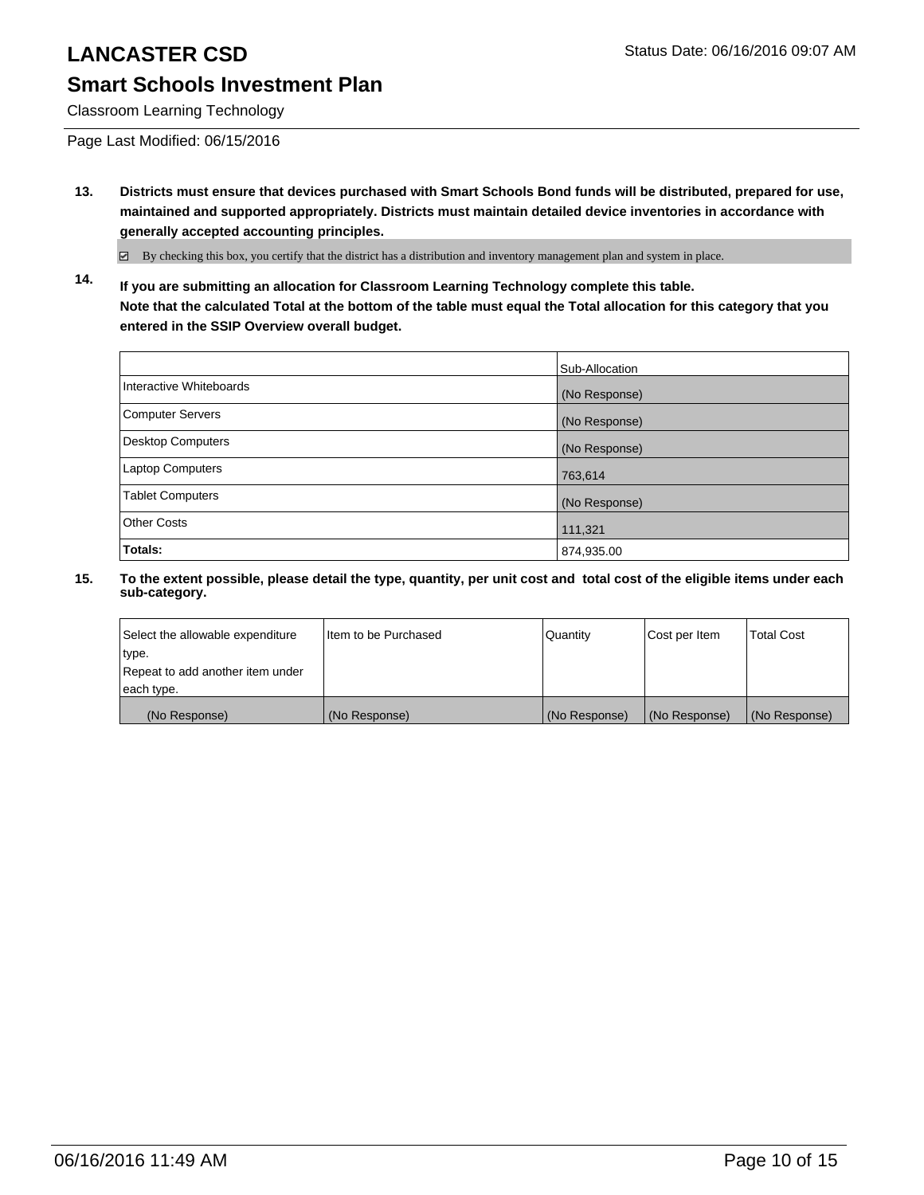# LANCASTER CSD

## Smart Schools Investment Plan

Classroom Learning Technology

Page Last Modified: 06/15/2016

**13. Districts must ensure that devices purchased with Smart Schools Bond funds will be distributed, prepared for use, maintained and supported appropriately. Districts must maintain detailed device inventories in accordance with generally accepted accounting principles.**

☑ By checking this box, you certify that the district has a distribution and inventory management plan and system in place.

**14. If you are submitting an allocation for Classroom Learning Technology complete this table. Note that the calculated Total at the bottom of the table must equal the Total allocation for this category that you entered in the SSIP Overview overall budget.**

| | Sub-Allocation |
|---|---|
| Interactive Whiteboards | (No Response) |
| Computer Servers | (No Response) |
| Desktop Computers | (No Response) |
| Laptop Computers | 763,614 |
| Tablet Computers | (No Response) |
| Other Costs | 111,321 |
| **Totals:** | 874,935.00 |

**15. To the extent possible, please detail the type, quantity, per unit cost and total cost of the eligible items under each sub-category.**

| Select the allowable expenditure type. Repeat to add another item under each type. | Item to be Purchased | Quantity | Cost per Item | Total Cost |
|---|---|---|---|---|
| (No Response) | (No Response) | (No Response) | (No Response) | (No Response) |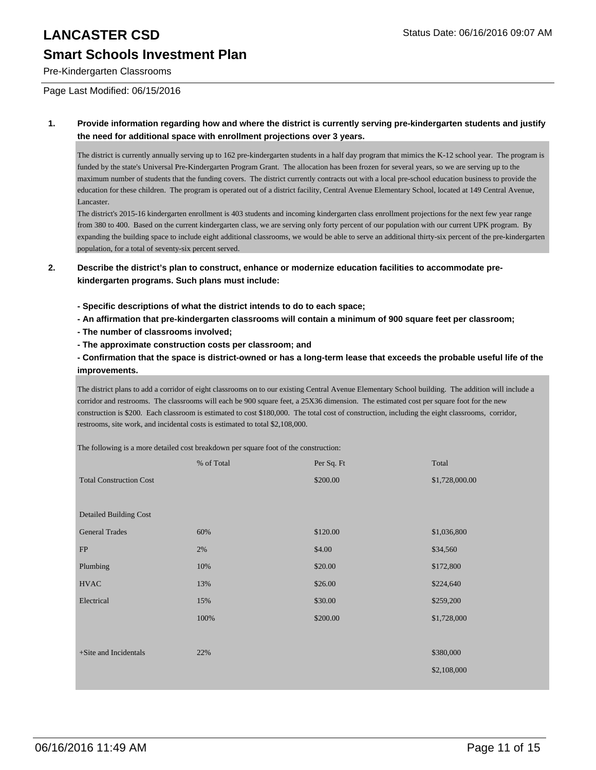# LANCASTER CSD

## Smart Schools Investment Plan

Pre-Kindergarten Classrooms

Page Last Modified: 06/15/2016

**1. Provide information regarding how and where the district is currently serving pre-kindergarten students and justify the need for additional space with enrollment projections over 3 years.**

The district is currently annually serving up to 162 pre-kindergarten students in a half day program that mimics the K-12 school year. The program is funded by the state's Universal Pre-Kindergarten Program Grant. The allocation has been frozen for several years, so we are serving up to the maximum number of students that the funding covers. The district currently contracts out with a local pre-school education business to provide the education for these children. The program is operated out of a district facility, Central Avenue Elementary School, located at 149 Central Avenue, Lancaster.

The district's 2015-16 kindergarten enrollment is 403 students and incoming kindergarten class enrollment projections for the next few year range from 380 to 400. Based on the current kindergarten class, we are serving only forty percent of our population with our current UPK program. By expanding the building space to include eight additional classrooms, we would be able to serve an additional thirty-six percent of the pre-kindergarten population, for a total of seventy-six percent served.

**2. Describe the district's plan to construct, enhance or modernize education facilities to accommodate pre-kindergarten programs. Such plans must include:**

**- Specific descriptions of what the district intends to do to each space;**

**- An affirmation that pre-kindergarten classrooms will contain a minimum of 900 square feet per classroom;**

**- The number of classrooms involved;**

**- The approximate construction costs per classroom; and**

**- Confirmation that the space is district-owned or has a long-term lease that exceeds the probable useful life of the improvements.**

The district plans to add a corridor of eight classrooms on to our existing Central Avenue Elementary School building. The addition will include a corridor and restrooms. The classrooms will each be 900 square feet, a 25X36 dimension. The estimated cost per square foot for the new construction is $200. Each classroom is estimated to cost $180,000. The total cost of construction, including the eight classrooms, corridor, restrooms, site work, and incidental costs is estimated to total $2,108,000.

The following is a more detailed cost breakdown per square foot of the construction:

| | % of Total | Per Sq. Ft | Total |
|---|---|---|---|
| Total Construction Cost | | $200.00 | $1,728,000.00 |
| | | | |
| Detailed Building Cost | | | |
| General Trades | 60% | $120.00 | $1,036,800 |
| FP | 2% | $4.00 | $34,560 |
| Plumbing | 10% | $20.00 | $172,800 |
| HVAC | 13% | $26.00 | $224,640 |
| Electrical | 15% | $30.00 | $259,200 |
| | 100% | $200.00 | $1,728,000 |
| | | | |
| +Site and Incidentals | 22% | | $380,000 |
| | | | $2,108,000 |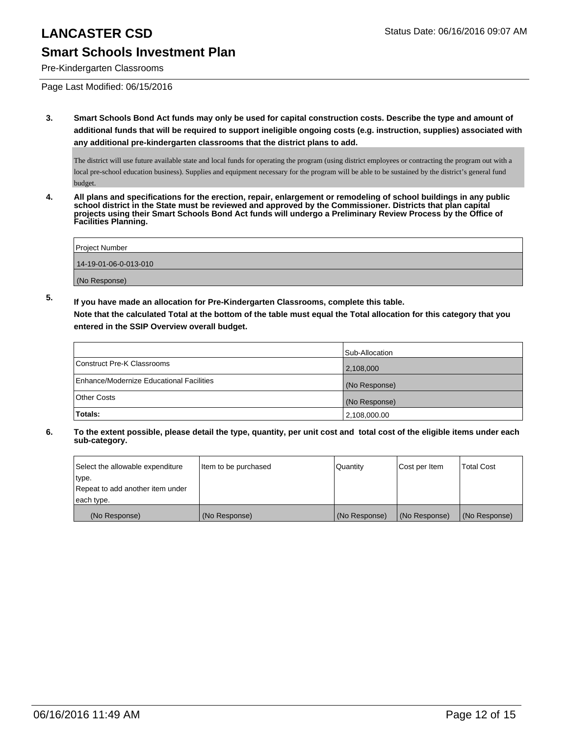# LANCASTER CSD

## Smart Schools Investment Plan

Pre-Kindergarten Classrooms

Page Last Modified: 06/15/2016

**3. Smart Schools Bond Act funds may only be used for capital construction costs. Describe the type and amount of additional funds that will be required to support ineligible ongoing costs (e.g. instruction, supplies) associated with any additional pre-kindergarten classrooms that the district plans to add.**

The district will use future available state and local funds for operating the program (using district employees or contracting the program out with a local pre-school education business). Supplies and equipment necessary for the program will be able to be sustained by the district's general fund budget.

**4. All plans and specifications for the erection, repair, enlargement or remodeling of school buildings in any public school district in the State must be reviewed and approved by the Commissioner. Districts that plan capital projects using their Smart Schools Bond Act funds will undergo a Preliminary Review Process by the Office of Facilities Planning.**

| Project Number |
|---|
| 14-19-01-06-0-013-010 |
| (No Response) |

**5. If you have made an allocation for Pre-Kindergarten Classrooms, complete this table.**
**Note that the calculated Total at the bottom of the table must equal the Total allocation for this category that you entered in the SSIP Overview overall budget.**

| | Sub-Allocation |
|---|---|
| Construct Pre-K Classrooms | 2,108,000 |
| Enhance/Modernize Educational Facilities | (No Response) |
| Other Costs | (No Response) |
| **Totals:** | 2,108,000.00 |

**6. To the extent possible, please detail the type, quantity, per unit cost and total cost of the eligible items under each sub-category.**

| Select the allowable expenditure type. Repeat to add another item under each type. | Item to be purchased | Quantity | Cost per Item | Total Cost |
|---|---|---|---|---|
| (No Response) | (No Response) | (No Response) | (No Response) | (No Response) |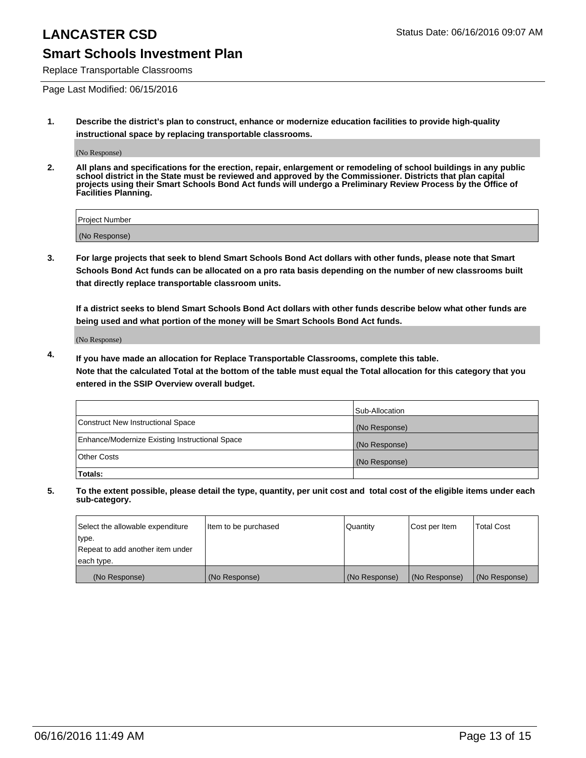# LANCASTER CSD

Status Date: 06/16/2016 09:07 AM

## Smart Schools Investment Plan

Replace Transportable Classrooms

Page Last Modified: 06/15/2016

1. **Describe the district's plan to construct, enhance or modernize education facilities to provide high-quality instructional space by replacing transportable classrooms.**

   (No Response)

2. **All plans and specifications for the erection, repair, enlargement or remodeling of school buildings in any public school district in the State must be reviewed and approved by the Commissioner. Districts that plan capital projects using their Smart Schools Bond Act funds will undergo a Preliminary Review Process by the Office of Facilities Planning.**

| Project Number |
|---|
| (No Response) |

3. **For large projects that seek to blend Smart Schools Bond Act dollars with other funds, please note that Smart Schools Bond Act funds can be allocated on a pro rata basis depending on the number of new classrooms built that directly replace transportable classroom units.**

   **If a district seeks to blend Smart Schools Bond Act dollars with other funds describe below what other funds are being used and what portion of the money will be Smart Schools Bond Act funds.**

   (No Response)

4. **If you have made an allocation for Replace Transportable Classrooms, complete this table.**
   **Note that the calculated Total at the bottom of the table must equal the Total allocation for this category that you entered in the SSIP Overview overall budget.**

| | Sub-Allocation |
|---|---|
| Construct New Instructional Space | (No Response) |
| Enhance/Modernize Existing Instructional Space | (No Response) |
| Other Costs | (No Response) |
| **Totals:** | |

5. **To the extent possible, please detail the type, quantity, per unit cost and total cost of the eligible items under each sub-category.**

| Select the allowable expenditure type. Repeat to add another item under each type. | Item to be purchased | Quantity | Cost per Item | Total Cost |
|---|---|---|---|---|
| (No Response) | (No Response) | (No Response) | (No Response) | (No Response) |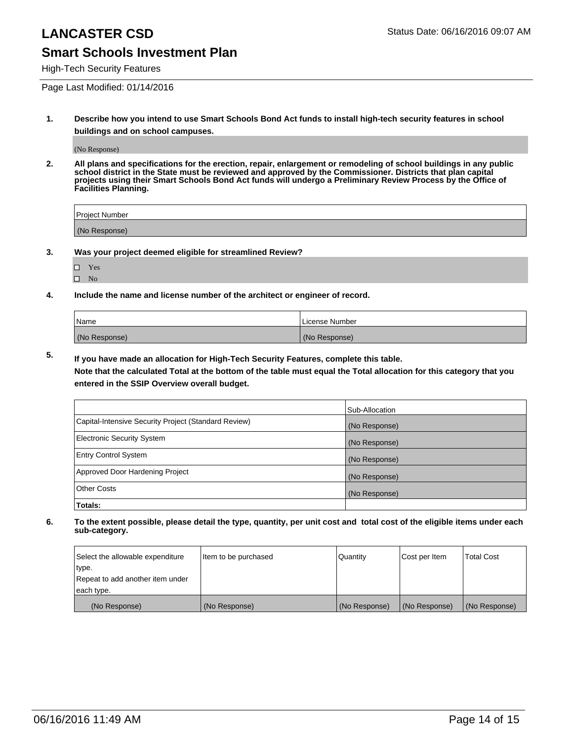# LANCASTER CSD

## Smart Schools Investment Plan

High-Tech Security Features

Status Date: 06/16/2016 09:07 AM

Page Last Modified: 01/14/2016

**1. Describe how you intend to use Smart Schools Bond Act funds to install high-tech security features in school buildings and on school campuses.**

(No Response)

**2. All plans and specifications for the erection, repair, enlargement or remodeling of school buildings in any public school district in the State must be reviewed and approved by the Commissioner. Districts that plan capital projects using their Smart Schools Bond Act funds will undergo a Preliminary Review Process by the Office of Facilities Planning.**

| Project Number |
|---|
| (No Response) |

**3. Was your project deemed eligible for streamlined Review?**

- ☐ Yes
- ☐ No

**4. Include the name and license number of the architect or engineer of record.**

| Name | License Number |
|---|---|
| (No Response) | (No Response) |

**5. If you have made an allocation for High-Tech Security Features, complete this table.**
**Note that the calculated Total at the bottom of the table must equal the Total allocation for this category that you entered in the SSIP Overview overall budget.**

| | Sub-Allocation |
|---|---|
| Capital-Intensive Security Project (Standard Review) | (No Response) |
| Electronic Security System | (No Response) |
| Entry Control System | (No Response) |
| Approved Door Hardening Project | (No Response) |
| Other Costs | (No Response) |
| **Totals:** | |

**6. To the extent possible, please detail the type, quantity, per unit cost and total cost of the eligible items under each sub-category.**

| Select the allowable expenditure type. Repeat to add another item under each type. | Item to be purchased | Quantity | Cost per Item | Total Cost |
|---|---|---|---|---|
| (No Response) | (No Response) | (No Response) | (No Response) | (No Response) |